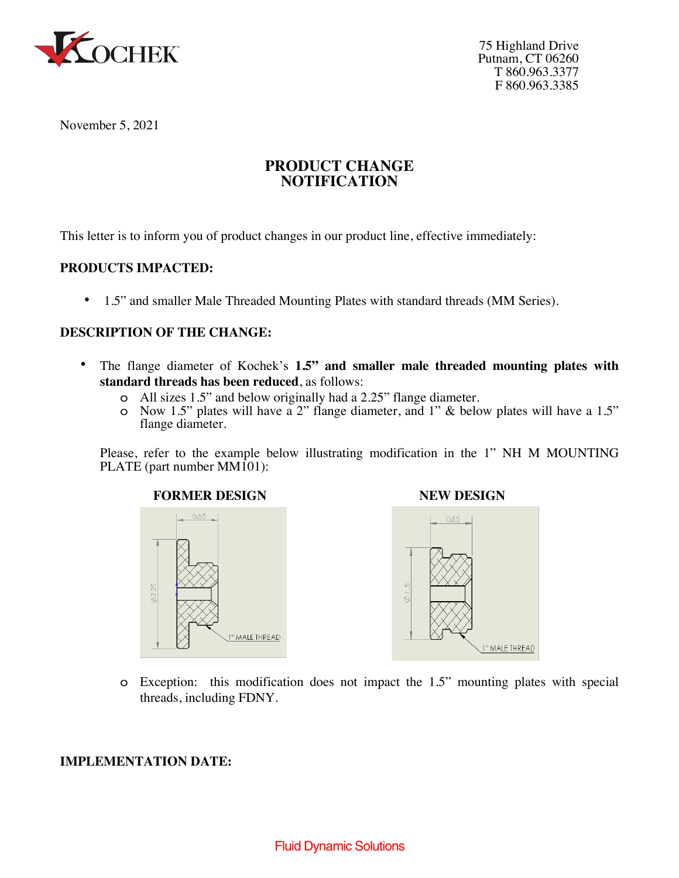KOCHEK

75 Highland Drive
Putnam, CT 06260
T 860.963.3377
F 860.963.3385

November 5, 2021

# PRODUCT CHANGE NOTIFICATION

This letter is to inform you of product changes in our product line, effective immediately:

**PRODUCTS IMPACTED:**

- 1.5” and smaller Male Threaded Mounting Plates with standard threads (MM Series).

**DESCRIPTION OF THE CHANGE:**

- The flange diameter of Kochek’s **1.5” and smaller male threaded mounting plates with standard threads has been reduced**, as follows:
  - All sizes 1.5” and below originally had a 2.25” flange diameter.
  - Now 1.5” plates will have a 2” flange diameter, and 1” & below plates will have a 1.5” flange diameter.

  Please, refer to the example below illustrating modification in the 1” NH M MOUNTING PLATE (part number MM101):

  **FORMER DESIGN** | **NEW DESIGN**

  - Exception: this modification does not impact the 1.5” mounting plates with special threads, including FDNY.

**IMPLEMENTATION DATE:**

Fluid Dynamic Solutions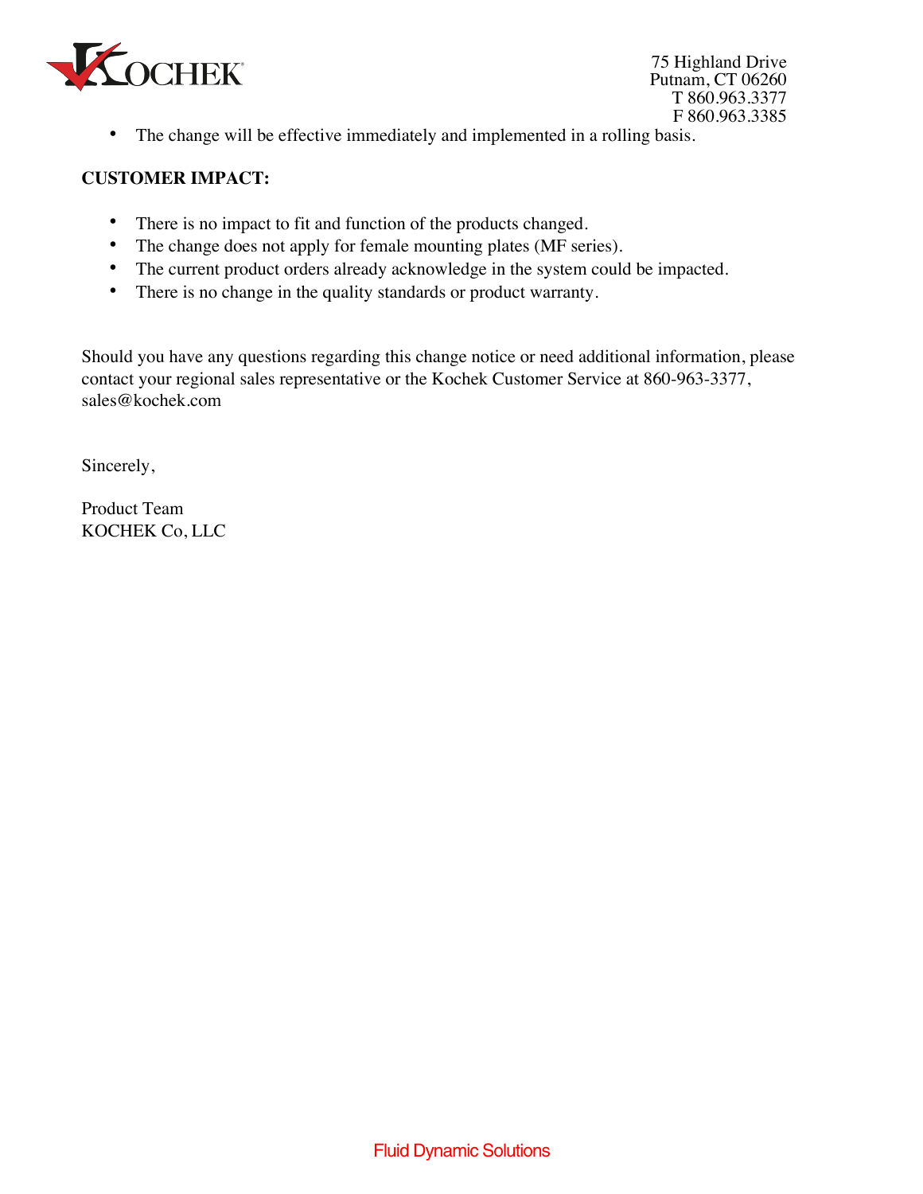- The change will be effective immediately and implemented in a rolling basis.

**CUSTOMER IMPACT:**

- There is no impact to fit and function of the products changed.
- The change does not apply for female mounting plates (MF series).
- The current product orders already acknowledge in the system could be impacted.
- There is no change in the quality standards or product warranty.

Should you have any questions regarding this change notice or need additional information, please contact your regional sales representative or the Kochek Customer Service at 860-963-3377, sales@kochek.com

Sincerely,

Product Team
KOCHEK Co, LLC